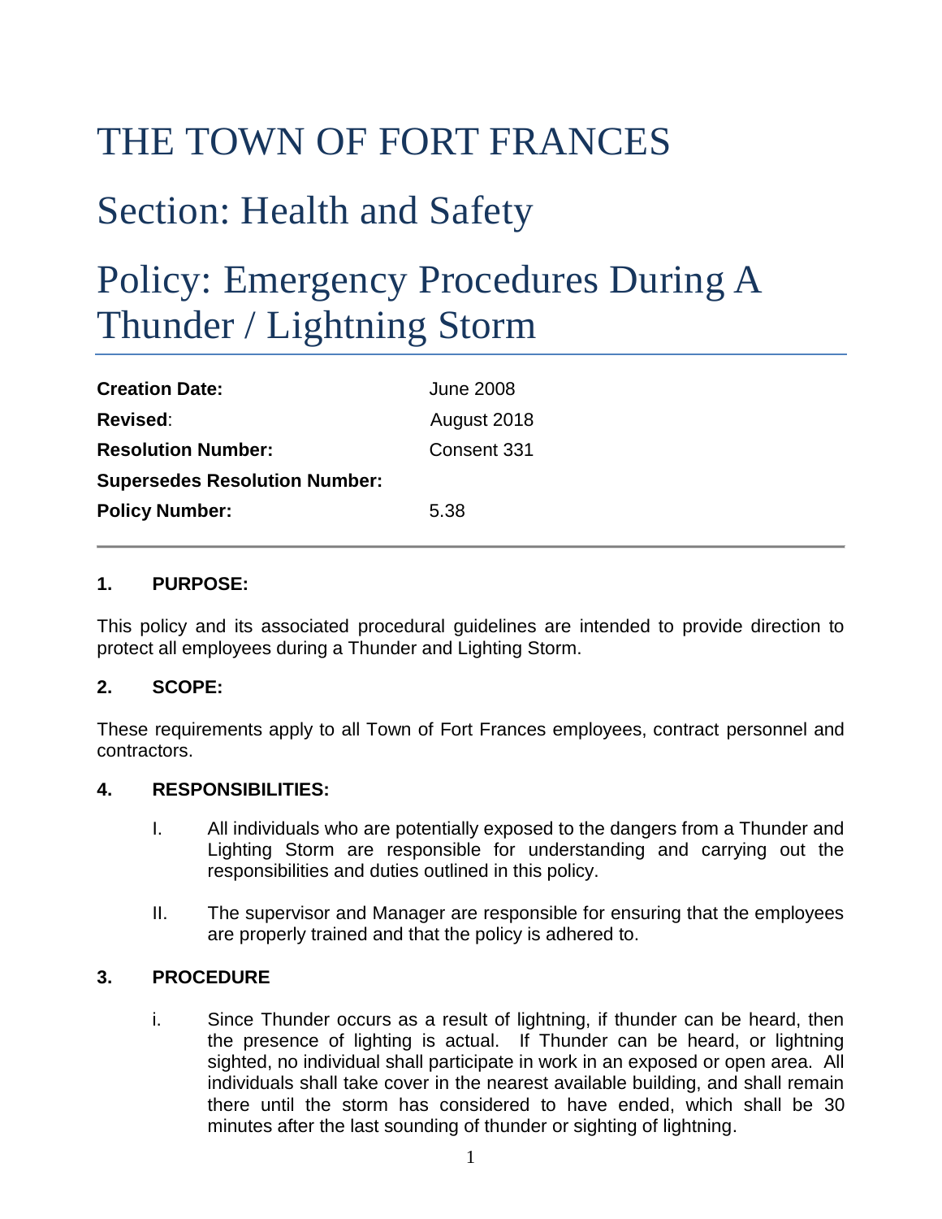# THE TOWN OF FORT FRANCES

## Section: Health and Safety

## Policy: Emergency Procedures During A Thunder / Lightning Storm

| | |
|---|---|
| **Creation Date:** | June 2008 |
| **Revised**: | August 2018 |
| **Resolution Number:** | Consent 331 |
| **Supersedes Resolution Number:** | |
| **Policy Number:** | 5.38 |

---

### 1. PURPOSE:

This policy and its associated procedural guidelines are intended to provide direction to protect all employees during a Thunder and Lighting Storm.

### 2. SCOPE:

These requirements apply to all Town of Fort Frances employees, contract personnel and contractors.

### 4. RESPONSIBILITIES:

I. All individuals who are potentially exposed to the dangers from a Thunder and Lighting Storm are responsible for understanding and carrying out the responsibilities and duties outlined in this policy.

II. The supervisor and Manager are responsible for ensuring that the employees are properly trained and that the policy is adhered to.

### 3. PROCEDURE

i. Since Thunder occurs as a result of lightning, if thunder can be heard, then the presence of lighting is actual. If Thunder can be heard, or lightning sighted, no individual shall participate in work in an exposed or open area. All individuals shall take cover in the nearest available building, and shall remain there until the storm has considered to have ended, which shall be 30 minutes after the last sounding of thunder or sighting of lightning.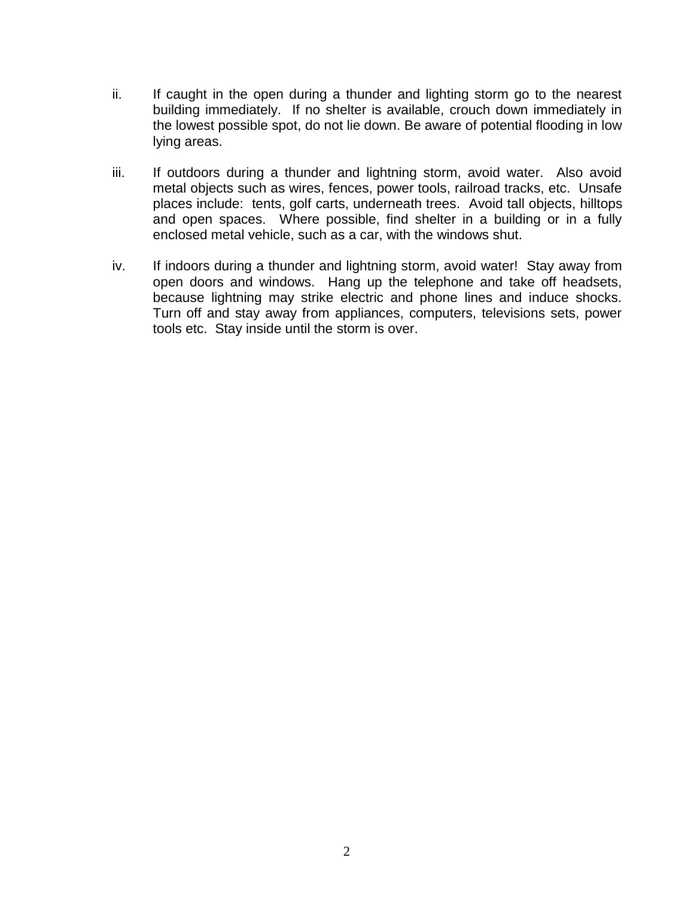ii. If caught in the open during a thunder and lighting storm go to the nearest building immediately. If no shelter is available, crouch down immediately in the lowest possible spot, do not lie down. Be aware of potential flooding in low lying areas.

iii. If outdoors during a thunder and lightning storm, avoid water. Also avoid metal objects such as wires, fences, power tools, railroad tracks, etc. Unsafe places include: tents, golf carts, underneath trees. Avoid tall objects, hilltops and open spaces. Where possible, find shelter in a building or in a fully enclosed metal vehicle, such as a car, with the windows shut.

iv. If indoors during a thunder and lightning storm, avoid water! Stay away from open doors and windows. Hang up the telephone and take off headsets, because lightning may strike electric and phone lines and induce shocks. Turn off and stay away from appliances, computers, televisions sets, power tools etc. Stay inside until the storm is over.